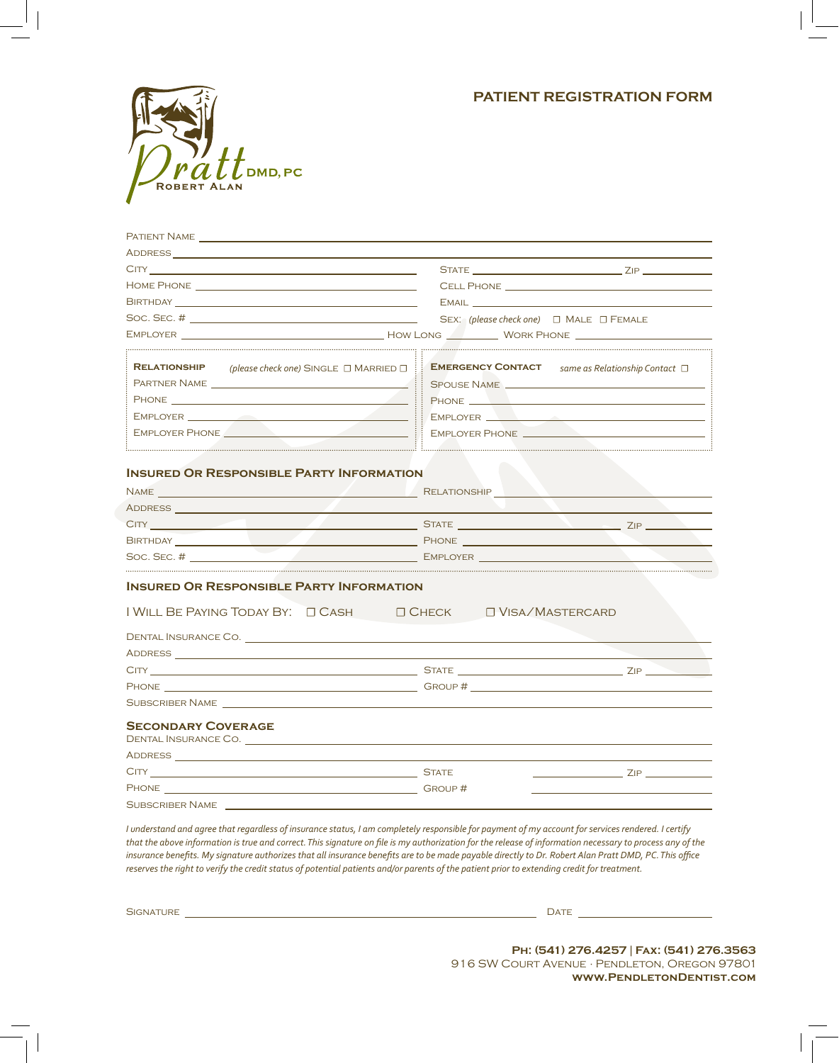Pratt DMD, PC
Robert Alan

# PATIENT REGISTRATION FORM

Patient Name ______________________________

Address ______________________________

City ______________________________ State ______________ Zip __________

Home Phone ______________________________ Cell Phone ______________________________

Birthday ______________________________ Email ______________________________

Soc. Sec. # ______________________________ Sex: *(please check one)* ☐ Male ☐ Female

Employer ______________________ How Long ________ Work Phone ______________________

**Relationship** *(please check one)* Single ☐ Married ☐

Partner Name ______________________________

Phone ______________________________

Employer ______________________________

Employer Phone ______________________________

**Emergency Contact** *same as Relationship Contact* ☐

Spouse Name ______________________________

Phone ______________________________

Employer ______________________________

Employer Phone ______________________________

## Insured Or Responsible Party Information

Name ______________________________ Relationship ______________________________

Address ______________________________

City ______________________________ State ______________ Zip __________

Birthday ______________________________ Phone ______________________________

Soc. Sec. # ______________________________ Employer ______________________________

## Insured Or Responsible Party Information

I Will Be Paying Today By: ☐ Cash ☐ Check ☐ Visa/Mastercard

Dental Insurance Co. ______________________________

Address ______________________________

City ______________________________ State ______________ Zip __________

Phone ______________________________ Group # ______________________________

Subscriber Name ______________________________

## Secondary Coverage

Dental Insurance Co. ______________________________

Address ______________________________

City ______________________________ State ______________ Zip __________

Phone ______________________________ Group # ______________________________

Subscriber Name ______________________________

*I understand and agree that regardless of insurance status, I am completely responsible for payment of my account for services rendered. I certify that the above information is true and correct. This signature on file is my authorization for the release of information necessary to process any of the insurance benefits. My signature authorizes that all insurance benefits are to be made payable directly to Dr. Robert Alan Pratt DMD, PC. This office reserves the right to verify the credit status of potential patients and/or parents of the patient prior to extending credit for treatment.*

Signature ______________________________ Date ______________

**Ph: (541) 276.4257 | Fax: (541) 276.3563**
916 SW Court Avenue · Pendleton, Oregon 97801
**www.PendletonDentist.com**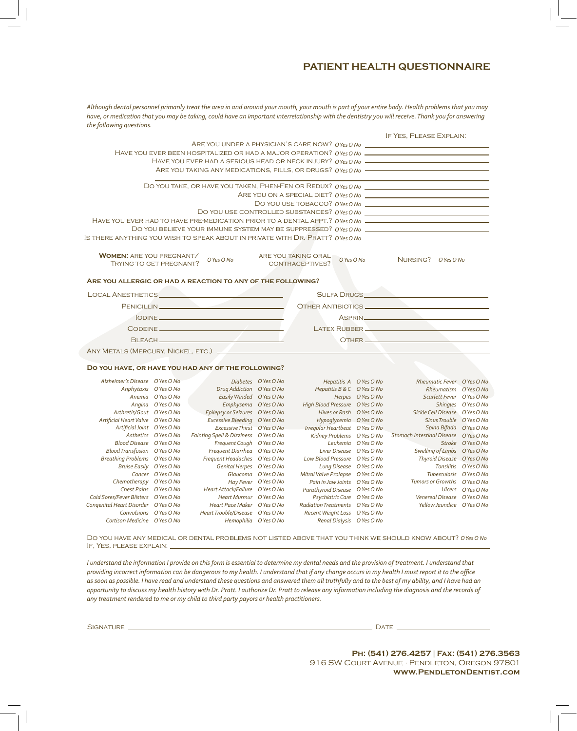# PATIENT HEALTH QUESTIONNAIRE

*Although dental personnel primarily treat the area in and around your mouth, your mouth is part of your entire body. Health problems that you may have, or medication that you may be taking, could have an important interrelationship with the dentistry you will receive. Thank you for answering the following questions.*

| Question | | If Yes, Please Explain: |
|---|---|---|
| Are you under a physician's care now? | O Yes O No | |
| Have you ever been hospitalized or had a major operation? | O Yes O No | |
| Have you ever had a serious head or neck injury? | O Yes O No | |
| Are you taking any medications, pills, or drugs? | O Yes O No | |
| Do you take, or have you taken, Phen-Fen or Redux? | O Yes O No | |
| Are you on a special diet? | O Yes O No | |
| Do you use tobacco? | O Yes O No | |
| Do you use controlled substances? | O Yes O No | |
| Have you ever had to have pre-medication prior to a dental appt.? | O Yes O No | |
| Do you believe your immune system may be suppressed? | O Yes O No | |
| Is there anything you wish to speak about in private with Dr. Pratt? | O Yes O No | |

**Women:** Are you pregnant/ Trying to get pregnant? *O Yes O No*   Are you taking oral contraceptives? *O Yes O No*   Nursing? *O Yes O No*

**Are you allergic or had a reaction to any of the following?**

Local Anesthetics ______  Sulfa Drugs ______

Penicillin ______  Other Antibiotics ______

Iodine ______  Asprin ______

Codeine ______  Latex Rubber ______

Bleach ______  Other ______

Any Metals (Mercury, Nickel, etc.) ______

**Do you have, or have you had any of the following?**

| | | | | | | | |
|---|---|---|---|---|---|---|---|
| *Alzheimer's Disease* | *O Yes O No* | *Diabetes* | *O Yes O No* | *Hepatitis A* | *O Yes O No* | *Rheumatic Fever* | *O Yes O No* |
| *Anphytaxis* | *O Yes O No* | *Drug Addiction* | *O Yes O No* | *Hepatitis B & C* | *O Yes O No* | *Rheumatism* | *O Yes O No* |
| *Anemia* | *O Yes O No* | *Easily Winded* | *O Yes O No* | *Herpes* | *O Yes O No* | *Scarlett Fever* | *O Yes O No* |
| *Angina* | *O Yes O No* | *Emphysema* | *O Yes O No* | *High Blood Pressure* | *O Yes O No* | *Shingles* | *O Yes O No* |
| *Arthretis/Gout* | *O Yes O No* | *Epilepsy or Seizures* | *O Yes O No* | *Hives or Rash* | *O Yes O No* | *Sickle Cell Disease* | *O Yes O No* |
| *Artificial Heart Valve* | *O Yes O No* | *Excessive Bleeding* | *O Yes O No* | *Hypoglycemia* | *O Yes O No* | *Sinus Trouble* | *O Yes O No* |
| *Artificial Joint* | *O Yes O No* | *Excessive Thirst* | *O Yes O No* | *Irregular Heartbeat* | *O Yes O No* | *Spina Bifada* | *O Yes O No* |
| *Asthetics* | *O Yes O No* | *Fainting Spell & Dizziness* | *O Yes O No* | *Kidney Problems* | *O Yes O No* | *Stomach Intestinal Disease* | *O Yes O No* |
| *Blood Disease* | *O Yes O No* | *Frequent Cough* | *O Yes O No* | *Leukemia* | *O Yes O No* | *Stroke* | *O Yes O No* |
| *Blood Transfusion* | *O Yes O No* | *Frequent Diarrhea* | *O Yes O No* | *Liver Disease* | *O Yes O No* | *Swelling of Limbs* | *O Yes O No* |
| *Breathing Problems* | *O Yes O No* | *Frequent Headaches* | *O Yes O No* | *Low Blood Pressure* | *O Yes O No* | *Thyroid Disease* | *O Yes O No* |
| *Bruise Easily* | *O Yes O No* | *Genital Herpes* | *O Yes O No* | *Lung Disease* | *O Yes O No* | *Tonsilitis* | *O Yes O No* |
| *Cancer* | *O Yes O No* | *Glaucoma* | *O Yes O No* | *Mitral Valve Prolapse* | *O Yes O No* | *Tuberculosis* | *O Yes O No* |
| *Chemotherapy* | *O Yes O No* | *Hay Fever* | *O Yes O No* | *Pain in Jaw Joints* | *O Yes O No* | *Tumors or Growths* | *O Yes O No* |
| *Chest Pains* | *O Yes O No* | *Heart Attack/Failure* | *O Yes O No* | *Parathyroid Disease* | *O Yes O No* | *Ulcers* | *O Yes O No* |
| *Cold Sores/Fever Blisters* | *O Yes O No* | *Heart Murmur* | *O Yes O No* | *Psychiatric Care* | *O Yes O No* | *Venereal Disease* | *O Yes O No* |
| *Congenital Heart Disorder* | *O Yes O No* | *Heart Pace Maker* | *O Yes O No* | *Radiation Treatments* | *O Yes O No* | *Yellow Jaundice* | *O Yes O No* |
| *Convulsions* | *O Yes O No* | *Heart Trouble/Disease* | *O Yes O No* | *Recent Weight Loss* | *O Yes O No* | | |
| *Cortison Medicine* | *O Yes O No* | *Hemophilia* | *O Yes O No* | *Renal Dialysis* | *O Yes O No* | | |

Do you have any medical or dental problems not listed above that you think we should know about? *O Yes O No*
If, yes, please explain: ______

*I understand the information I provide on this form is essential to determine my dental needs and the provision of treatment. I understand that providing incorrect information can be dangerous to my health. I understand that if any change occurs in my health I must report it to the office as soon as possible. I have read and understand these questions and answered them all truthfully and to the best of my ability, and I have had an opportunity to discuss my health history with Dr. Pratt. I authorize Dr. Pratt to release any information including the diagnosis and the records of any treatment rendered to me or my child to third party payors or health practitioners.*

Signature ______ Date ______

**Ph: (541) 276.4257 | Fax: (541) 276.3563**
916 SW Court Avenue · Pendleton, Oregon 97801
**www.PendletonDentist.com**